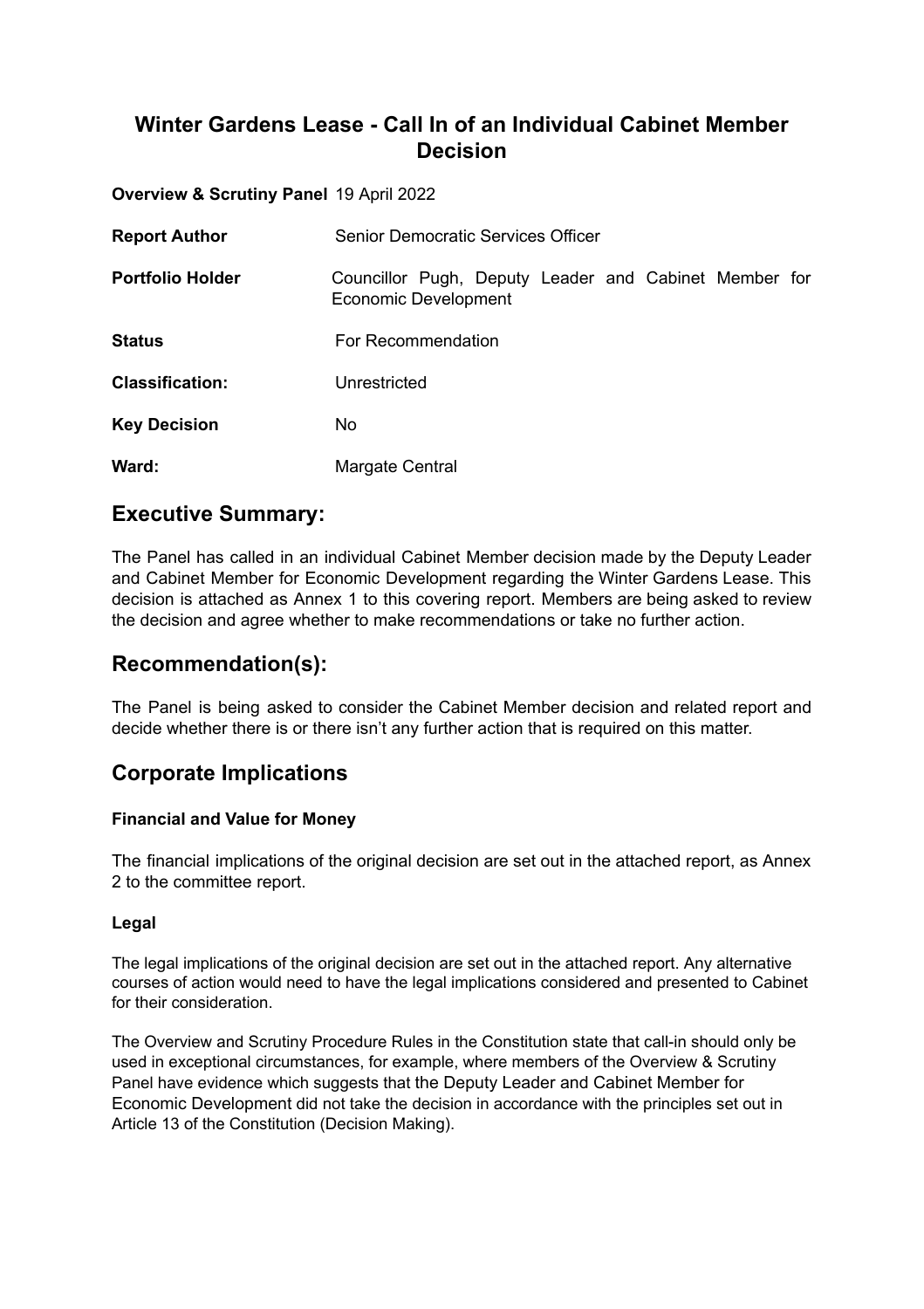# Winter Gardens Lease - Call In of an Individual Cabinet Member Decision

**Overview & Scrutiny Panel** 19 April 2022

| | |
|---|---|
| **Report Author** | Senior Democratic Services Officer |
| **Portfolio Holder** | Councillor Pugh, Deputy Leader and Cabinet Member for Economic Development |
| **Status** | For Recommendation |
| **Classification:** | Unrestricted |
| **Key Decision** | No |
| **Ward:** | Margate Central |

## Executive Summary:

The Panel has called in an individual Cabinet Member decision made by the Deputy Leader and Cabinet Member for Economic Development regarding the Winter Gardens Lease. This decision is attached as Annex 1 to this covering report. Members are being asked to review the decision and agree whether to make recommendations or take no further action.

## Recommendation(s):

The Panel is being asked to consider the Cabinet Member decision and related report and decide whether there is or there isn't any further action that is required on this matter.

## Corporate Implications

### Financial and Value for Money

The financial implications of the original decision are set out in the attached report, as Annex 2 to the committee report.

### Legal

The legal implications of the original decision are set out in the attached report. Any alternative courses of action would need to have the legal implications considered and presented to Cabinet for their consideration.

The Overview and Scrutiny Procedure Rules in the Constitution state that call-in should only be used in exceptional circumstances, for example, where members of the Overview & Scrutiny Panel have evidence which suggests that the Deputy Leader and Cabinet Member for Economic Development did not take the decision in accordance with the principles set out in Article 13 of the Constitution (Decision Making).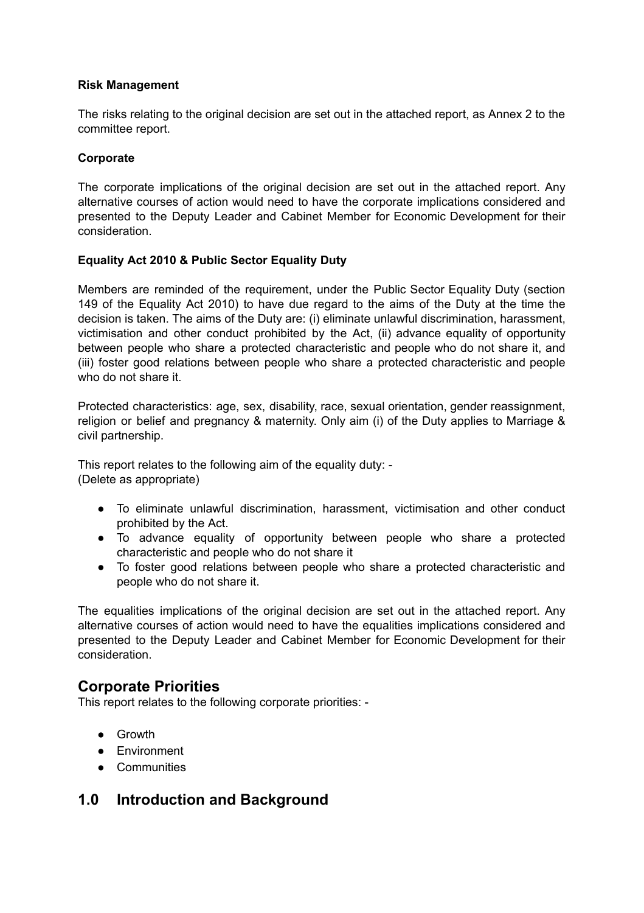**Risk Management**

The risks relating to the original decision are set out in the attached report, as Annex 2 to the committee report.

**Corporate**

The corporate implications of the original decision are set out in the attached report. Any alternative courses of action would need to have the corporate implications considered and presented to the Deputy Leader and Cabinet Member for Economic Development for their consideration.

**Equality Act 2010 & Public Sector Equality Duty**

Members are reminded of the requirement, under the Public Sector Equality Duty (section 149 of the Equality Act 2010) to have due regard to the aims of the Duty at the time the decision is taken. The aims of the Duty are: (i) eliminate unlawful discrimination, harassment, victimisation and other conduct prohibited by the Act, (ii) advance equality of opportunity between people who share a protected characteristic and people who do not share it, and (iii) foster good relations between people who share a protected characteristic and people who do not share it.

Protected characteristics: age, sex, disability, race, sexual orientation, gender reassignment, religion or belief and pregnancy & maternity. Only aim (i) of the Duty applies to Marriage & civil partnership.

This report relates to the following aim of the equality duty: -
(Delete as appropriate)

- To eliminate unlawful discrimination, harassment, victimisation and other conduct prohibited by the Act.
- To advance equality of opportunity between people who share a protected characteristic and people who do not share it
- To foster good relations between people who share a protected characteristic and people who do not share it.

The equalities implications of the original decision are set out in the attached report. Any alternative courses of action would need to have the equalities implications considered and presented to the Deputy Leader and Cabinet Member for Economic Development for their consideration.

## Corporate Priorities

This report relates to the following corporate priorities: -

- Growth
- Environment
- Communities

## 1.0 Introduction and Background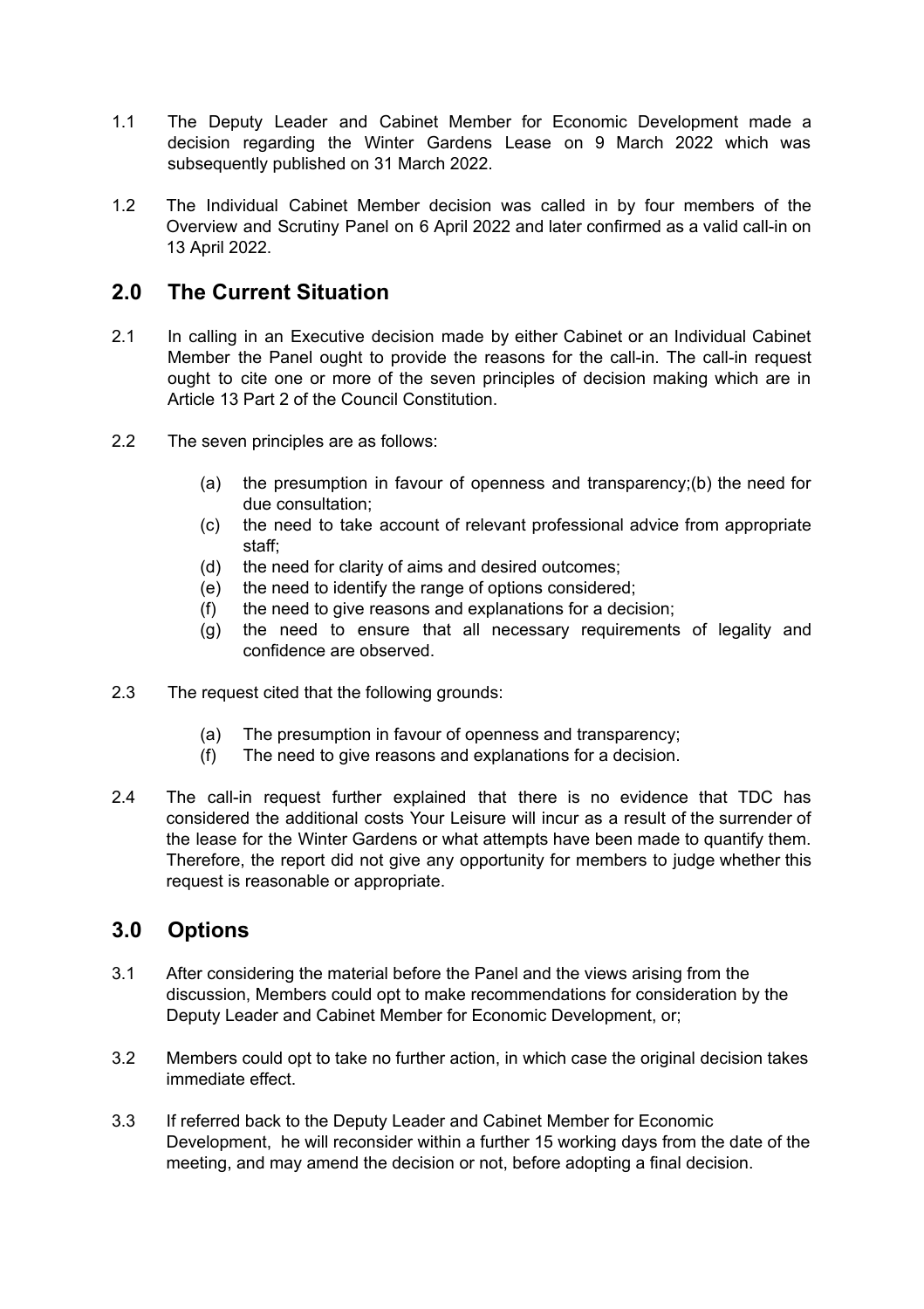1.1 The Deputy Leader and Cabinet Member for Economic Development made a decision regarding the Winter Gardens Lease on 9 March 2022 which was subsequently published on 31 March 2022.

1.2 The Individual Cabinet Member decision was called in by four members of the Overview and Scrutiny Panel on 6 April 2022 and later confirmed as a valid call-in on 13 April 2022.

## 2.0 The Current Situation

2.1 In calling in an Executive decision made by either Cabinet or an Individual Cabinet Member the Panel ought to provide the reasons for the call-in. The call-in request ought to cite one or more of the seven principles of decision making which are in Article 13 Part 2 of the Council Constitution.

2.2 The seven principles are as follows:

(a) the presumption in favour of openness and transparency;(b) the need for due consultation;
(c) the need to take account of relevant professional advice from appropriate staff;
(d) the need for clarity of aims and desired outcomes;
(e) the need to identify the range of options considered;
(f) the need to give reasons and explanations for a decision;
(g) the need to ensure that all necessary requirements of legality and confidence are observed.

2.3 The request cited that the following grounds:

(a) The presumption in favour of openness and transparency;
(f) The need to give reasons and explanations for a decision.

2.4 The call-in request further explained that there is no evidence that TDC has considered the additional costs Your Leisure will incur as a result of the surrender of the lease for the Winter Gardens or what attempts have been made to quantify them. Therefore, the report did not give any opportunity for members to judge whether this request is reasonable or appropriate.

## 3.0 Options

3.1 After considering the material before the Panel and the views arising from the discussion, Members could opt to make recommendations for consideration by the Deputy Leader and Cabinet Member for Economic Development, or;

3.2 Members could opt to take no further action, in which case the original decision takes immediate effect.

3.3 If referred back to the Deputy Leader and Cabinet Member for Economic Development, he will reconsider within a further 15 working days from the date of the meeting, and may amend the decision or not, before adopting a final decision.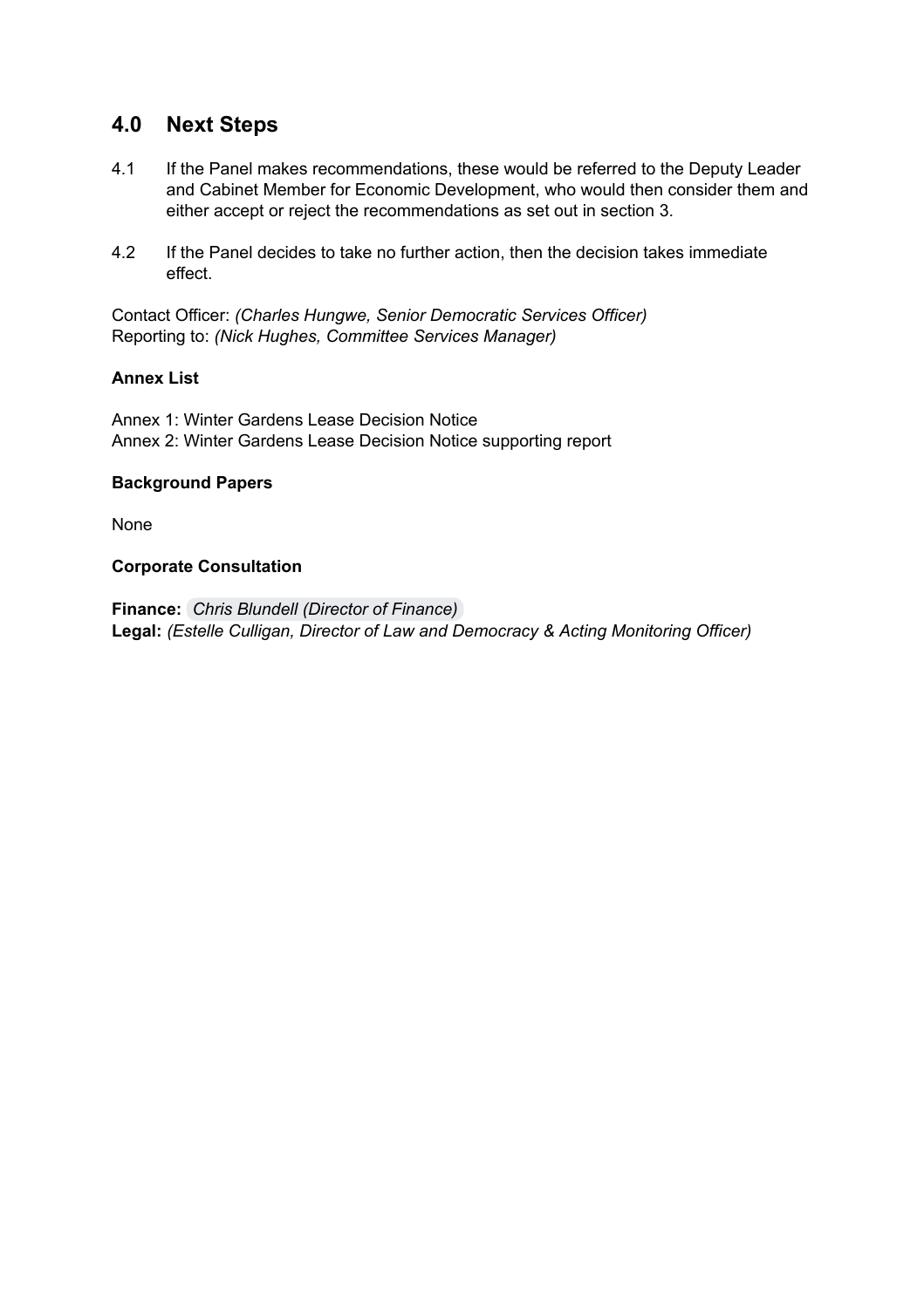## 4.0 Next Steps

4.1 If the Panel makes recommendations, these would be referred to the Deputy Leader and Cabinet Member for Economic Development, who would then consider them and either accept or reject the recommendations as set out in section 3.

4.2 If the Panel decides to take no further action, then the decision takes immediate effect.

Contact Officer: *(Charles Hungwe, Senior Democratic Services Officer)*
Reporting to: *(Nick Hughes, Committee Services Manager)*

**Annex List**

Annex 1: Winter Gardens Lease Decision Notice
Annex 2: Winter Gardens Lease Decision Notice supporting report

**Background Papers**

None

**Corporate Consultation**

**Finance:** *Chris Blundell (Director of Finance)*
**Legal:** *(Estelle Culligan, Director of Law and Democracy & Acting Monitoring Officer)*